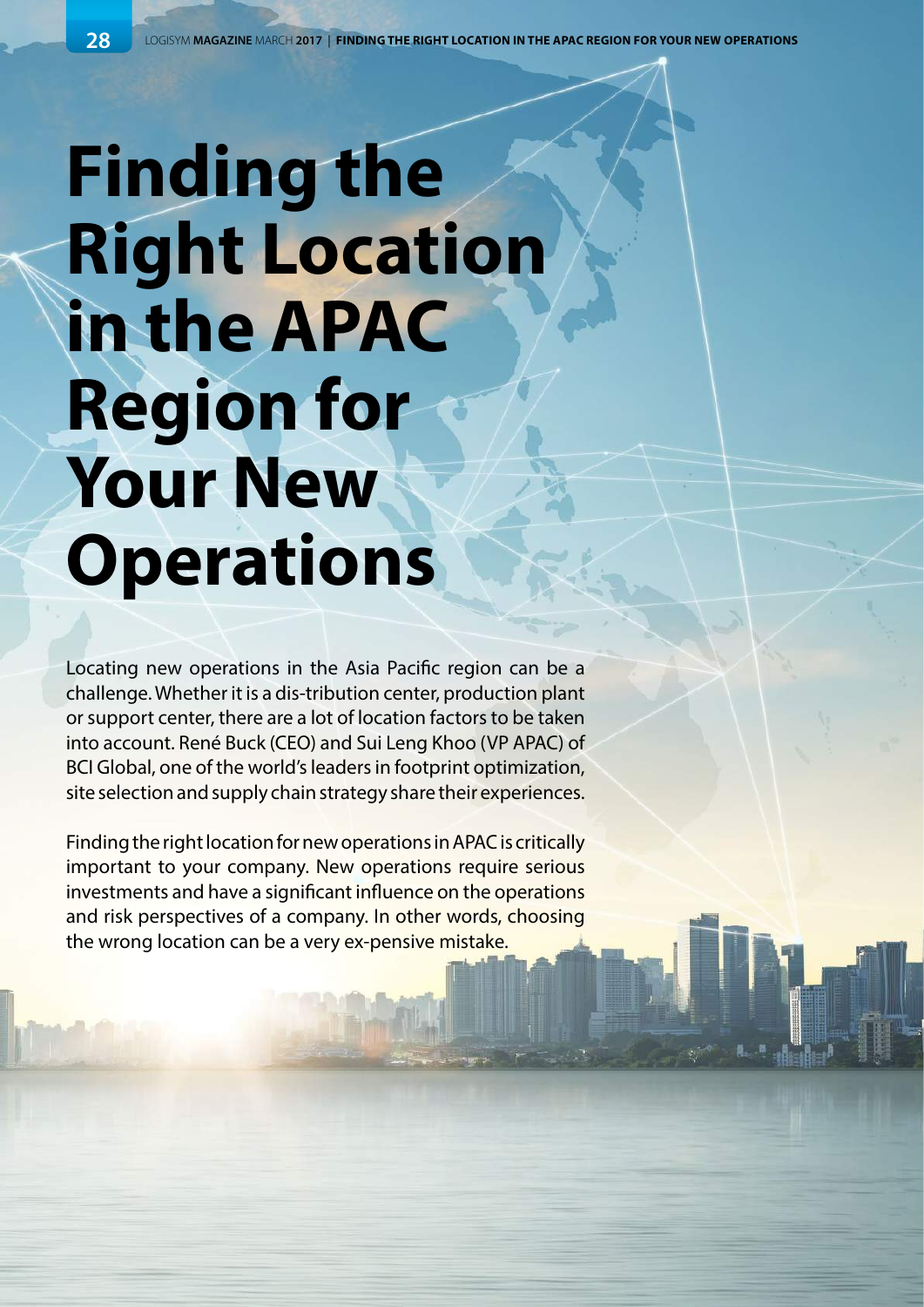# Finding the Right Location in the APAC Region for Your New Operations

Locating new operations in the Asia Pacific region can be a challenge. Whether it is a dis-tribution center, production plant or support center, there are a lot of location factors to be taken into account. René Buck (CEO) and Sui Leng Khoo (VP APAC) of BCI Global, one of the world's leaders in footprint optimization, site selection and supply chain strategy share their experiences.

Finding the right location for new operations in APAC is critically important to your company. New operations require serious investments and have a significant influence on the operations and risk perspectives of a company. In other words, choosing the wrong location can be a very ex-pensive mistake.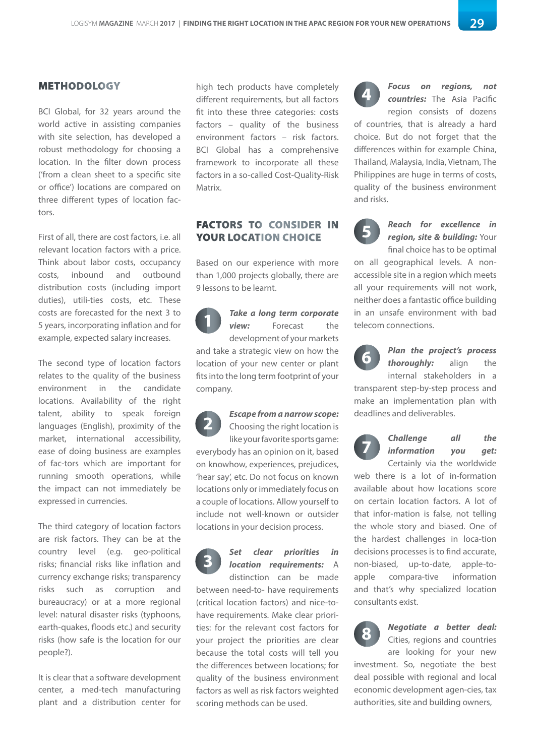## METHODOLOGY

BCI Global, for 32 years around the world active in assisting companies with site selection, has developed a robust methodology for choosing a location. In the filter down process ('from a clean sheet to a specific site or office') locations are compared on three different types of location factors.

First of all, there are cost factors, i.e. all relevant location factors with a price. Think about labor costs, occupancy costs, inbound and outbound distribution costs (including import duties), utilities costs, etc. These costs are forecasted for the next 3 to 5 years, incorporating inflation and for example, expected salary increases.

The second type of location factors relates to the quality of the business environment in the candidate locations. Availability of the right talent, ability to speak foreign languages (English), proximity of the market, international accessibility, ease of doing business are examples of factors which are important for running smooth operations, while the impact can not immediately be expressed in currencies.

The third category of location factors are risk factors. They can be at the country level (e.g. geo-political risks; financial risks like inflation and currency exchange risks; transparency risks such as corruption and bureaucracy) or at a more regional level: natural disaster risks (typhoons, earth-quakes, floods etc.) and security risks (how safe is the location for our people?).

It is clear that a software development center, a med-tech manufacturing plant and a distribution center for high tech products have completely different requirements, but all factors fit into these three categories: costs factors – quality of the business environment factors – risk factors. BCI Global has a comprehensive framework to incorporate all these factors in a so-called Cost-Quality-Risk Matrix.

## FACTORS TO CONSIDER IN YOUR LOCATION CHOICE

Based on our experience with more than 1,000 projects globally, there are 9 lessons to be learnt.

**1** ***Take a long term corporate view:*** Forecast the development of your markets and take a strategic view on how the location of your new center or plant fits into the long term footprint of your company.

**2** ***Escape from a narrow scope:*** Choosing the right location is like your favorite sports game: everybody has an opinion on it, based on knowhow, experiences, prejudices, 'hear say', etc. Do not focus on known locations only or immediately focus on a couple of locations. Allow yourself to include not well-known or outsider locations in your decision process.

**3** ***Set clear priorities in location requirements:*** A distinction can be made between need-to- have requirements (critical location factors) and nice-to-have requirements. Make clear priorities: for the relevant cost factors for your project the priorities are clear because the total costs will tell you the differences between locations; for quality of the business environment factors as well as risk factors weighted scoring methods can be used.

**4** ***Focus on regions, not countries:*** The Asia Pacific region consists of dozens of countries, that is already a hard choice. But do not forget that the differences within for example China, Thailand, Malaysia, India, Vietnam, The Philippines are huge in terms of costs, quality of the business environment and risks.

**5** ***Reach for excellence in region, site & building:*** Your final choice has to be optimal on all geographical levels. A non-accessible site in a region which meets all your requirements will not work, neither does a fantastic office building in an unsafe environment with bad telecom connections.

**6** ***Plan the project's process thoroughly:*** align the internal stakeholders in a transparent step-by-step process and make an implementation plan with deadlines and deliverables.

**7** ***Challenge all the information you get:*** Certainly via the worldwide web there is a lot of information available about how locations score on certain location factors. A lot of that information is false, not telling the whole story and biased. One of the hardest challenges in location decisions processes is to find accurate, non-biased, up-to-date, apple-to-apple comparative information and that's why specialized location consultants exist.

**8** ***Negotiate a better deal:*** Cities, regions and countries are looking for your new investment. So, negotiate the best deal possible with regional and local economic development agencies, tax authorities, site and building owners,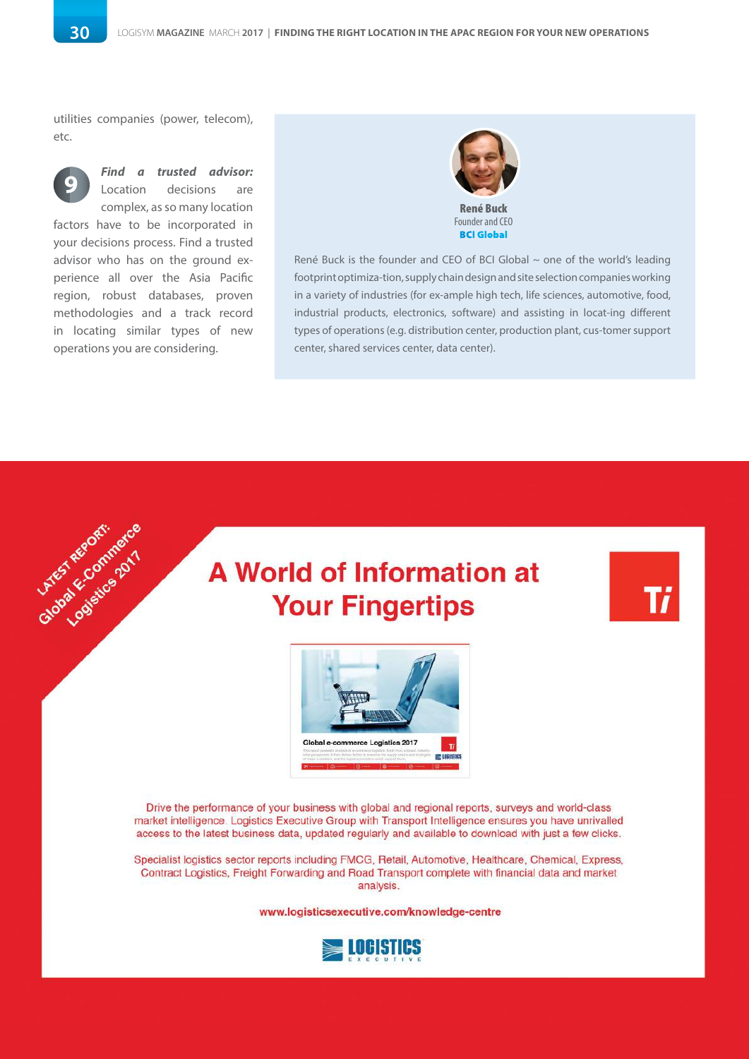utilities companies (power, telecom), etc.

**9** ***Find a trusted advisor:*** Location decisions are complex, as so many location factors have to be incorporated in your decisions process. Find a trusted advisor who has on the ground experience all over the Asia Pacific region, robust databases, proven methodologies and a track record in locating similar types of new operations you are considering.

**René Buck**
Founder and CEO
**BCI Global**

René Buck is the founder and CEO of BCI Global ~ one of the world's leading footprint optimiza-tion, supply chain design and site selection companies working in a variety of industries (for ex-ample high tech, life sciences, automotive, food, industrial products, electronics, software) and assisting in locat-ing different types of operations (e.g. distribution center, production plant, cus-tomer support center, shared services center, data center).

LATEST REPORT: Global E-Commerce Logistics 2017

# A World of Information at Your Fingertips

Ti

Global e-commerce Logistics 2017

Drive the performance of your business with global and regional reports, surveys and world-class market intelligence. Logistics Executive Group with Transport Intelligence ensures you have unrivalled access to the latest business data, updated regularly and available to download with just a few clicks.

Specialist logistics sector reports including FMCG, Retail, Automotive, Healthcare, Chemical, Express, Contract Logistics, Freight Forwarding and Road Transport complete with financial data and market analysis.

www.logisticsexecutive.com/knowledge-centre

LOGISTICS EXECUTIVE